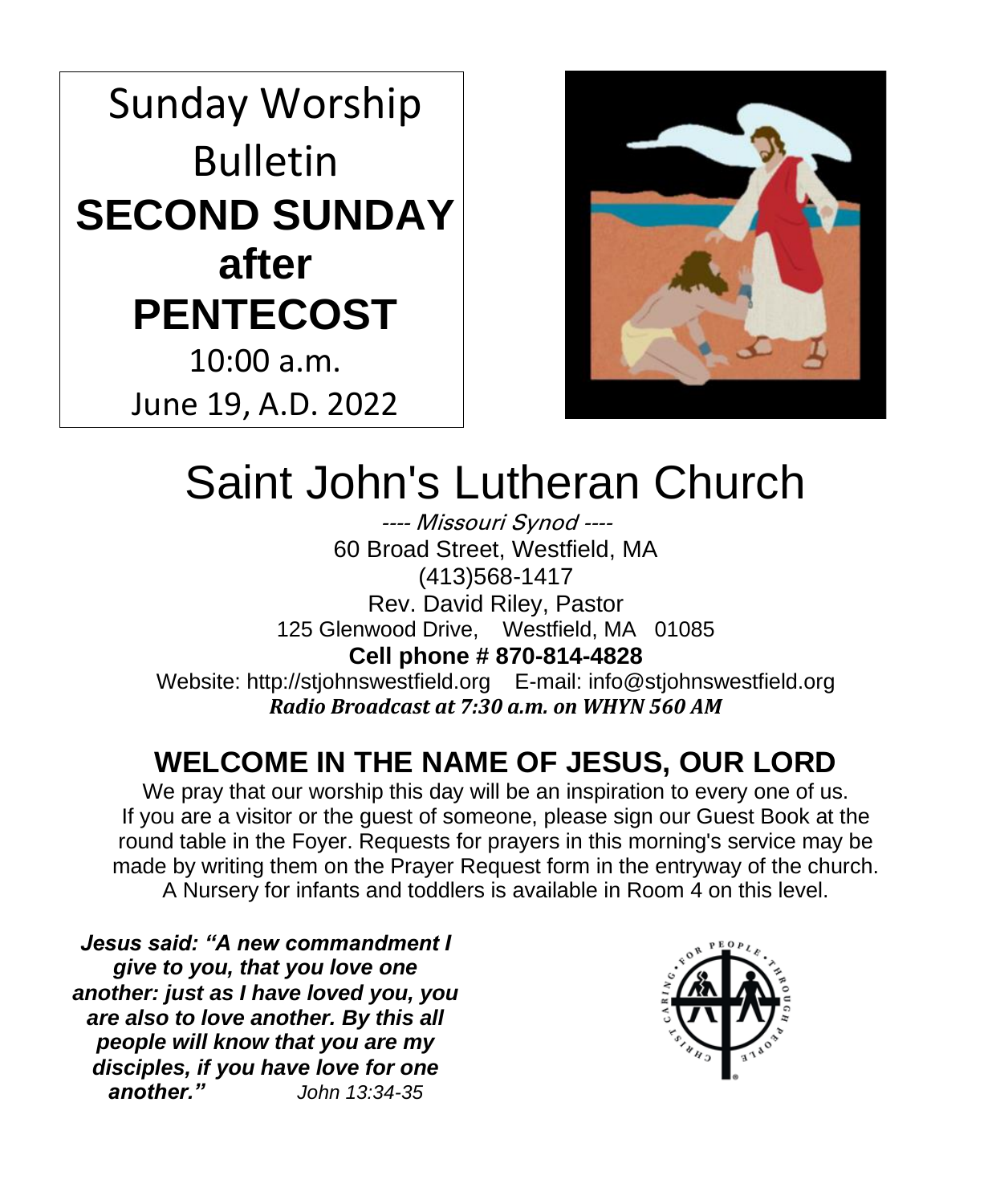Sunday Worship Bulletin

# SECOND SUNDAY after PENTECOST

10:00 a.m.

June 19, A.D. 2022

# Saint John's Lutheran Church

*---- Missouri Synod ----*

60 Broad Street, Westfield, MA

(413)568-1417

Rev. David Riley, Pastor

125 Glenwood Drive, Westfield, MA 01085

**Cell phone # 870-814-4828**

Website: http://stjohnswestfield.org E-mail: info@stjohnswestfield.org

***Radio Broadcast at 7:30 a.m. on WHYN 560 AM***

## WELCOME IN THE NAME OF JESUS, OUR LORD

We pray that our worship this day will be an inspiration to every one of us. If you are a visitor or the guest of someone, please sign our Guest Book at the round table in the Foyer. Requests for prayers in this morning's service may be made by writing them on the Prayer Request form in the entryway of the church. A Nursery for infants and toddlers is available in Room 4 on this level.

***Jesus said: "A new commandment I give to you, that you love one another: just as I have loved you, you are also to love another. By this all people will know that you are my disciples, if you have love for one another."*** *John 13:34-35*

CHRIST CARING FOR PEOPLE THROUGH PEOPLE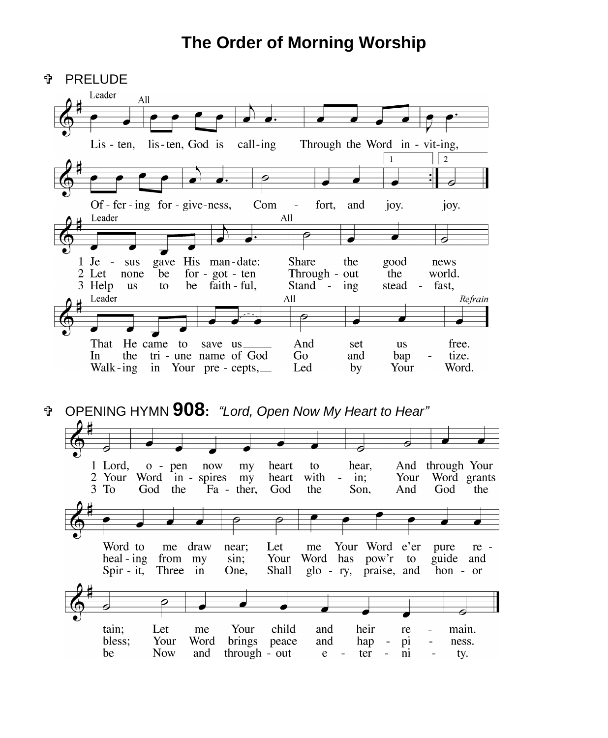# The Order of Morning Worship

✞ PRELUDE

Leader: Listen,
All: listen, God is calling Through the Word inviting,
Offering forgiveness, Comfort, and joy. joy.

Leader: 1 Jesus gave His mandate:
All: Share the good news
Leader: That He came to save us
All: And set us free.

Leader: 2 Let none be forgotten
All: Throughout the world.
Leader: In the triune name of God
All: Go and baptize.

Leader: 3 Help us to be faithful,
All: Standing steadfast,
Leader: Walking in Your precepts,
All: Led by Your Word.

*Refrain*

✞ OPENING HYMN **908**: *"Lord, Open Now My Heart to Hear"*

1 Lord, open now my heart to hear,
And through Your Word to me draw near;
Let me Your Word e'er pure retain;
Let me Your child and heir remain.

2 Your Word inspires my heart within;
Your Word grants healing from my sin;
Your Word has pow'r to guide and bless;
Your Word brings peace and happiness.

3 To God the Father, God the Son,
And God the Spirit, Three in One,
Shall glory, praise, and honor be
Now and throughout eternity.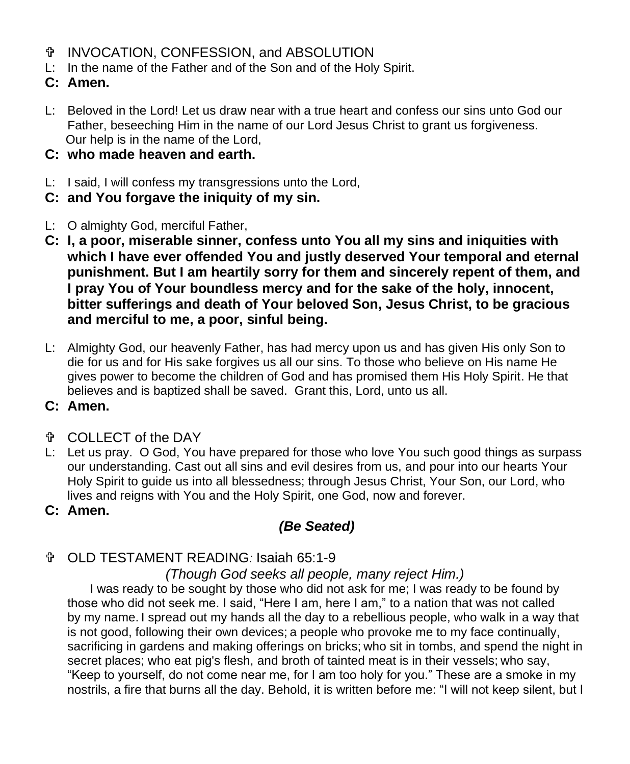## ✞ INVOCATION, CONFESSION, and ABSOLUTION

L: In the name of the Father and of the Son and of the Holy Spirit.

**C: Amen.**

L: Beloved in the Lord! Let us draw near with a true heart and confess our sins unto God our Father, beseeching Him in the name of our Lord Jesus Christ to grant us forgiveness. Our help is in the name of the Lord,

**C: who made heaven and earth.**

L: I said, I will confess my transgressions unto the Lord,

**C: and You forgave the iniquity of my sin.**

L: O almighty God, merciful Father,

**C: I, a poor, miserable sinner, confess unto You all my sins and iniquities with which I have ever offended You and justly deserved Your temporal and eternal punishment. But I am heartily sorry for them and sincerely repent of them, and I pray You of Your boundless mercy and for the sake of the holy, innocent, bitter sufferings and death of Your beloved Son, Jesus Christ, to be gracious and merciful to me, a poor, sinful being.**

L: Almighty God, our heavenly Father, has had mercy upon us and has given His only Son to die for us and for His sake forgives us all our sins. To those who believe on His name He gives power to become the children of God and has promised them His Holy Spirit. He that believes and is baptized shall be saved. Grant this, Lord, unto us all.

**C: Amen.**

## ✞ COLLECT of the DAY

L: Let us pray. O God, You have prepared for those who love You such good things as surpass our understanding. Cast out all sins and evil desires from us, and pour into our hearts Your Holy Spirit to guide us into all blessedness; through Jesus Christ, Your Son, our Lord, who lives and reigns with You and the Holy Spirit, one God, now and forever.

**C: Amen.**

***(Be Seated)***

## ✞ OLD TESTAMENT READING*:* Isaiah 65:1-9

*(Though God seeks all people, many reject Him.)*

I was ready to be sought by those who did not ask for me; I was ready to be found by those who did not seek me. I said, "Here I am, here I am," to a nation that was not called by my name. I spread out my hands all the day to a rebellious people, who walk in a way that is not good, following their own devices; a people who provoke me to my face continually, sacrificing in gardens and making offerings on bricks; who sit in tombs, and spend the night in secret places; who eat pig's flesh, and broth of tainted meat is in their vessels; who say, "Keep to yourself, do not come near me, for I am too holy for you." These are a smoke in my nostrils, a fire that burns all the day. Behold, it is written before me: "I will not keep silent, but I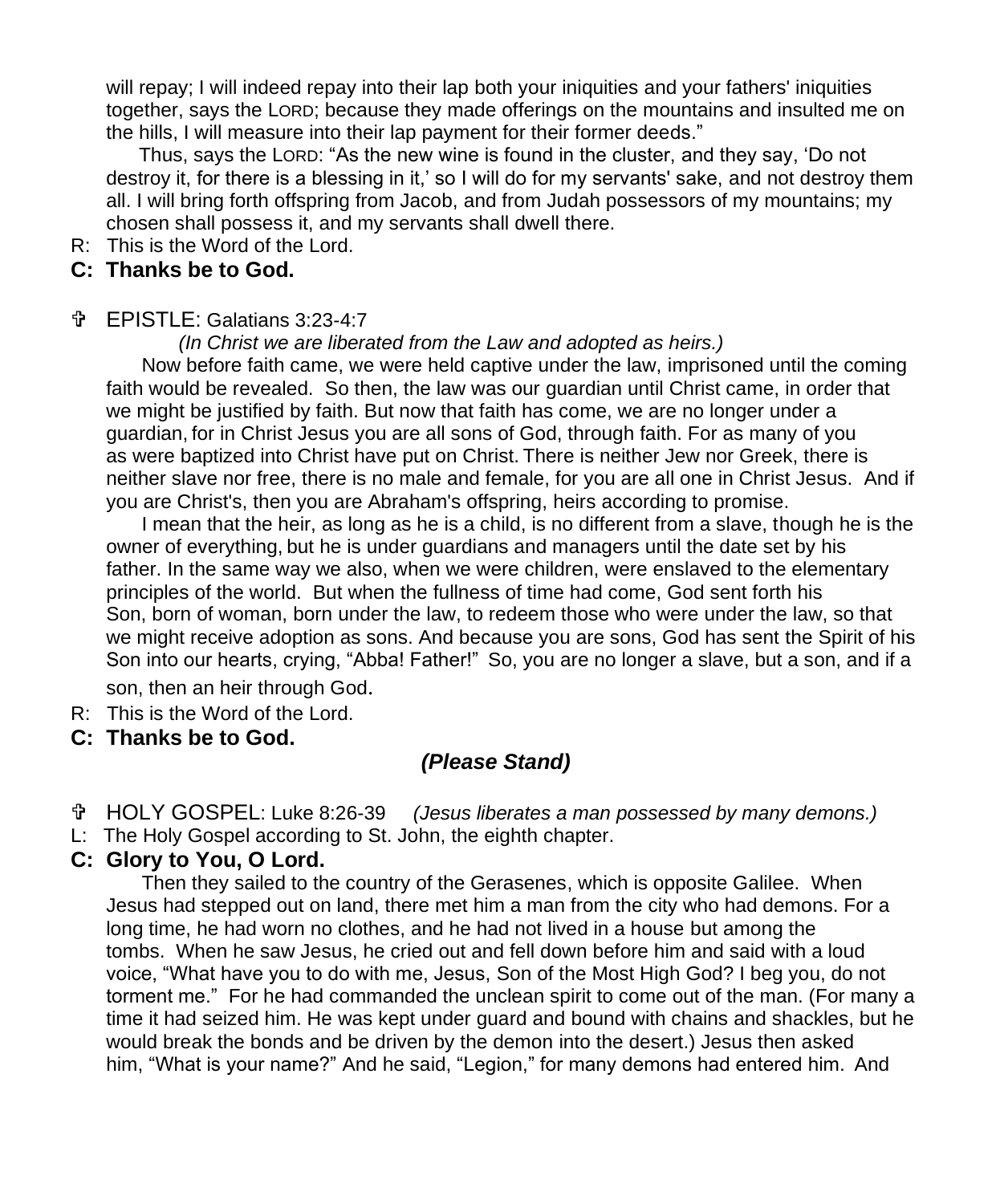will repay; I will indeed repay into their lap both your iniquities and your fathers' iniquities together, says the LORD; because they made offerings on the mountains and insulted me on the hills, I will measure into their lap payment for their former deeds."

Thus, says the LORD: "As the new wine is found in the cluster, and they say, 'Do not destroy it, for there is a blessing in it,' so I will do for my servants' sake, and not destroy them all. I will bring forth offspring from Jacob, and from Judah possessors of my mountains; my chosen shall possess it, and my servants shall dwell there.

R: This is the Word of the Lord.

**C: Thanks be to God.**

✞ EPISTLE: Galatians 3:23-4:7

*(In Christ we are liberated from the Law and adopted as heirs.)*

Now before faith came, we were held captive under the law, imprisoned until the coming faith would be revealed. So then, the law was our guardian until Christ came, in order that we might be justified by faith. But now that faith has come, we are no longer under a guardian, for in Christ Jesus you are all sons of God, through faith. For as many of you as were baptized into Christ have put on Christ. There is neither Jew nor Greek, there is neither slave nor free, there is no male and female, for you are all one in Christ Jesus. And if you are Christ's, then you are Abraham's offspring, heirs according to promise.

I mean that the heir, as long as he is a child, is no different from a slave, though he is the owner of everything, but he is under guardians and managers until the date set by his father. In the same way we also, when we were children, were enslaved to the elementary principles of the world. But when the fullness of time had come, God sent forth his Son, born of woman, born under the law, to redeem those who were under the law, so that we might receive adoption as sons. And because you are sons, God has sent the Spirit of his Son into our hearts, crying, "Abba! Father!" So, you are no longer a slave, but a son, and if a son, then an heir through God.

R: This is the Word of the Lord.

**C: Thanks be to God.**

***(Please Stand)***

✞ HOLY GOSPEL: Luke 8:26-39 *(Jesus liberates a man possessed by many demons.)*

L: The Holy Gospel according to St. John, the eighth chapter.

**C: Glory to You, O Lord.**

Then they sailed to the country of the Gerasenes, which is opposite Galilee. When Jesus had stepped out on land, there met him a man from the city who had demons. For a long time, he had worn no clothes, and he had not lived in a house but among the tombs. When he saw Jesus, he cried out and fell down before him and said with a loud voice, "What have you to do with me, Jesus, Son of the Most High God? I beg you, do not torment me." For he had commanded the unclean spirit to come out of the man. (For many a time it had seized him. He was kept under guard and bound with chains and shackles, but he would break the bonds and be driven by the demon into the desert.) Jesus then asked him, "What is your name?" And he said, "Legion," for many demons had entered him. And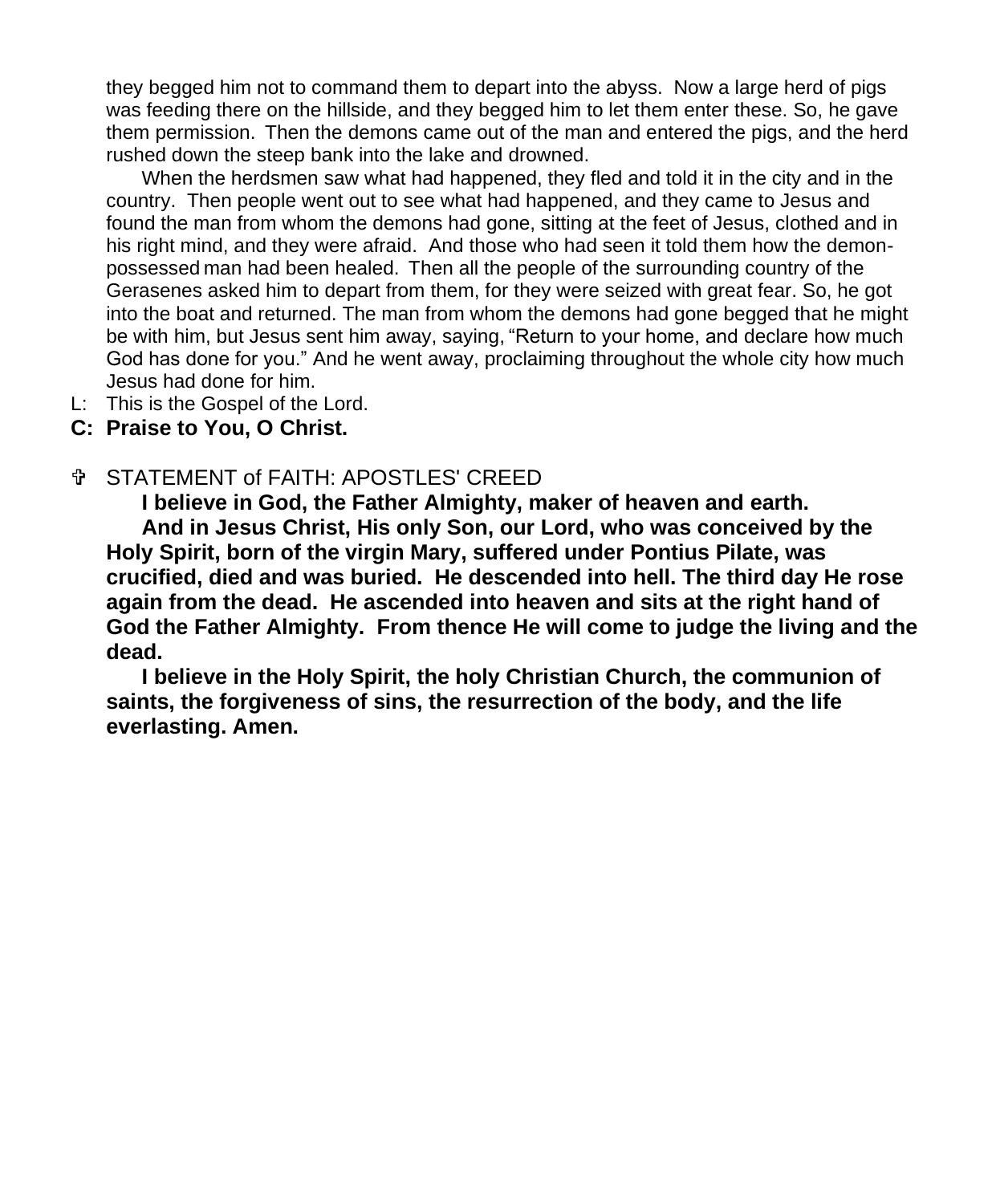they begged him not to command them to depart into the abyss. Now a large herd of pigs was feeding there on the hillside, and they begged him to let them enter these. So, he gave them permission. Then the demons came out of the man and entered the pigs, and the herd rushed down the steep bank into the lake and drowned.

When the herdsmen saw what had happened, they fled and told it in the city and in the country. Then people went out to see what had happened, and they came to Jesus and found the man from whom the demons had gone, sitting at the feet of Jesus, clothed and in his right mind, and they were afraid. And those who had seen it told them how the demon-possessed man had been healed. Then all the people of the surrounding country of the Gerasenes asked him to depart from them, for they were seized with great fear. So, he got into the boat and returned. The man from whom the demons had gone begged that he might be with him, but Jesus sent him away, saying, "Return to your home, and declare how much God has done for you." And he went away, proclaiming throughout the whole city how much Jesus had done for him.

L: This is the Gospel of the Lord.

**C: Praise to You, O Christ.**

✞ STATEMENT of FAITH: APOSTLES' CREED

**I believe in God, the Father Almighty, maker of heaven and earth.**

**And in Jesus Christ, His only Son, our Lord, who was conceived by the Holy Spirit, born of the virgin Mary, suffered under Pontius Pilate, was crucified, died and was buried. He descended into hell. The third day He rose again from the dead. He ascended into heaven and sits at the right hand of God the Father Almighty. From thence He will come to judge the living and the dead.**

**I believe in the Holy Spirit, the holy Christian Church, the communion of saints, the forgiveness of sins, the resurrection of the body, and the life everlasting. Amen.**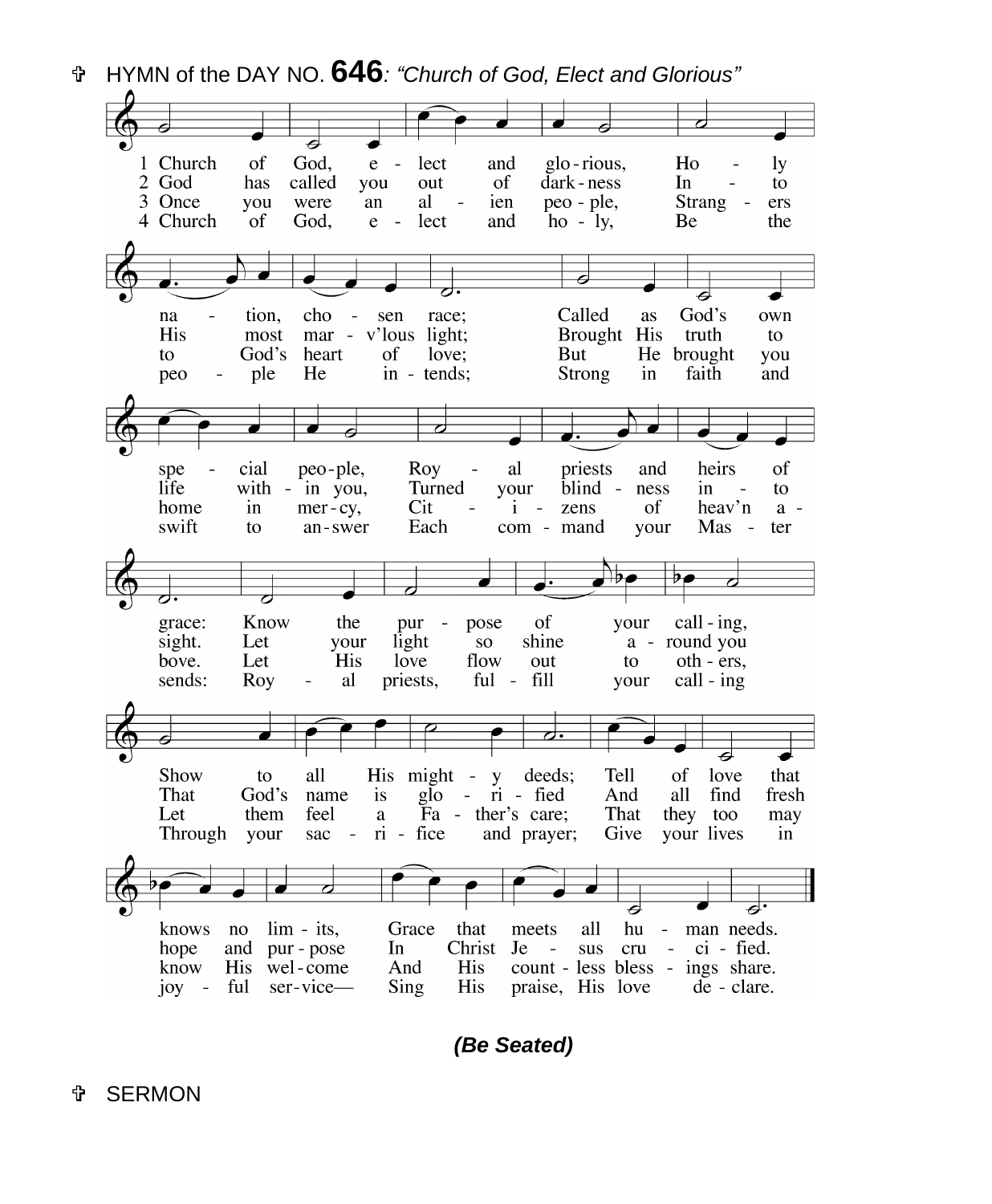✞ HYMN of the DAY NO. **646**: *"Church of God, Elect and Glorious"*

1 Church of God, elect and glorious, Holy nation, chosen race;
Called as God's own special people, Royal priests and heirs of grace:
Know the purpose of your calling, Show to all His mighty deeds;
Tell of love that knows no limits, Grace that meets all human needs.

2 God has called you out of darkness Into His most mar-v'lous light;
Brought His truth to life within you, Turned your blindness into sight.
Let your light so shine around you That God's name is glorified
And all find fresh hope and purpose In Christ Jesus crucified.

3 Once you were an alien people, Strangers to God's heart of love;
But He brought you home in mercy, Citizens of heav'n above.
Let His love flow out to others, Let them feel a Father's care;
That they too may know His welcome And His countless blessings share.

4 Church of God, elect and holy, Be the people He intends;
Strong in faith and swift to answer Each command your Master sends:
Royal priests, fulfill your calling Through your sacrifice and prayer;
Give your lives in joyful service— Sing His praise, His love declare.

***(Be Seated)***

✞ SERMON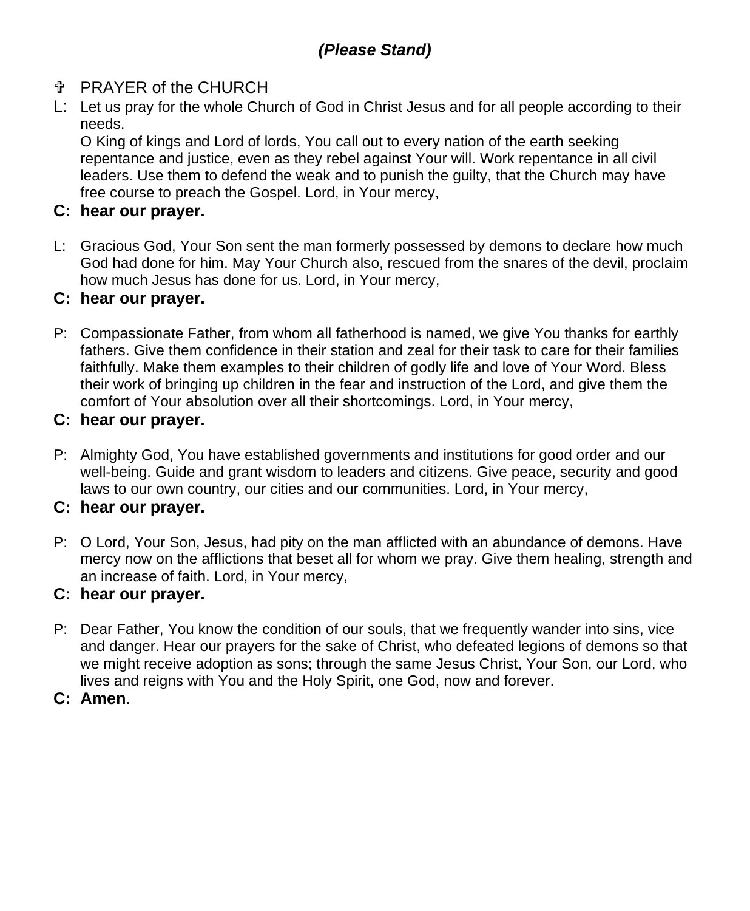***(Please Stand)***

✞ PRAYER of the CHURCH

L: Let us pray for the whole Church of God in Christ Jesus and for all people according to their needs.
O King of kings and Lord of lords, You call out to every nation of the earth seeking repentance and justice, even as they rebel against Your will. Work repentance in all civil leaders. Use them to defend the weak and to punish the guilty, that the Church may have free course to preach the Gospel. Lord, in Your mercy,

**C: hear our prayer.**

L: Gracious God, Your Son sent the man formerly possessed by demons to declare how much God had done for him. May Your Church also, rescued from the snares of the devil, proclaim how much Jesus has done for us. Lord, in Your mercy,

**C: hear our prayer.**

P: Compassionate Father, from whom all fatherhood is named, we give You thanks for earthly fathers. Give them confidence in their station and zeal for their task to care for their families faithfully. Make them examples to their children of godly life and love of Your Word. Bless their work of bringing up children in the fear and instruction of the Lord, and give them the comfort of Your absolution over all their shortcomings. Lord, in Your mercy,

**C: hear our prayer.**

P: Almighty God, You have established governments and institutions for good order and our well-being. Guide and grant wisdom to leaders and citizens. Give peace, security and good laws to our own country, our cities and our communities. Lord, in Your mercy,

**C: hear our prayer.**

P: O Lord, Your Son, Jesus, had pity on the man afflicted with an abundance of demons. Have mercy now on the afflictions that beset all for whom we pray. Give them healing, strength and an increase of faith. Lord, in Your mercy,

**C: hear our prayer.**

P: Dear Father, You know the condition of our souls, that we frequently wander into sins, vice and danger. Hear our prayers for the sake of Christ, who defeated legions of demons so that we might receive adoption as sons; through the same Jesus Christ, Your Son, our Lord, who lives and reigns with You and the Holy Spirit, one God, now and forever.

**C: Amen**.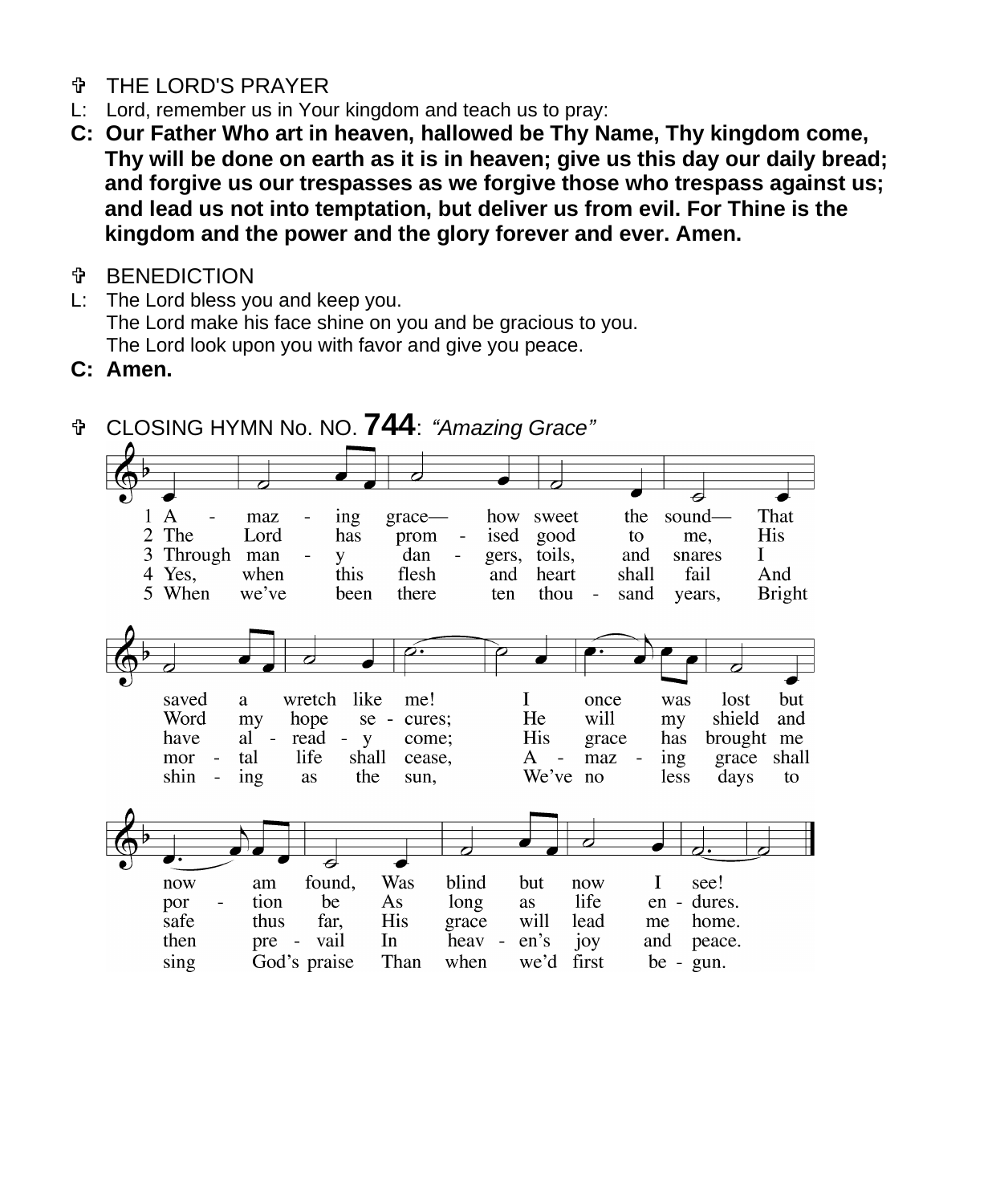✞ THE LORD'S PRAYER

L: Lord, remember us in Your kingdom and teach us to pray:

**C: Our Father Who art in heaven, hallowed be Thy Name, Thy kingdom come, Thy will be done on earth as it is in heaven; give us this day our daily bread; and forgive us our trespasses as we forgive those who trespass against us; and lead us not into temptation, but deliver us from evil. For Thine is the kingdom and the power and the glory forever and ever. Amen.**

✞ BENEDICTION

L: The Lord bless you and keep you.
The Lord make his face shine on you and be gracious to you.
The Lord look upon you with favor and give you peace.

**C: Amen.**

✞ CLOSING HYMN No. NO. **744**: *"Amazing Grace"*

1 Amazing grace— how sweet the sound— That saved a wretch like me! I once was lost but now am found, Was blind but now I see!

2 The Lord has promised good to me, His Word my hope secures; He will my shield and portion be As long as life endures.

3 Through many dangers, toils, and snares I have already come; His grace has brought me safe thus far, His grace will lead me home.

4 Yes, when this flesh and heart shall fail And mortal life shall cease, Amazing grace shall then prevail In heaven's joy and peace.

5 When we've been there ten thousand years, Bright shining as the sun, We've no less days to sing God's praise Than when we'd first begun.